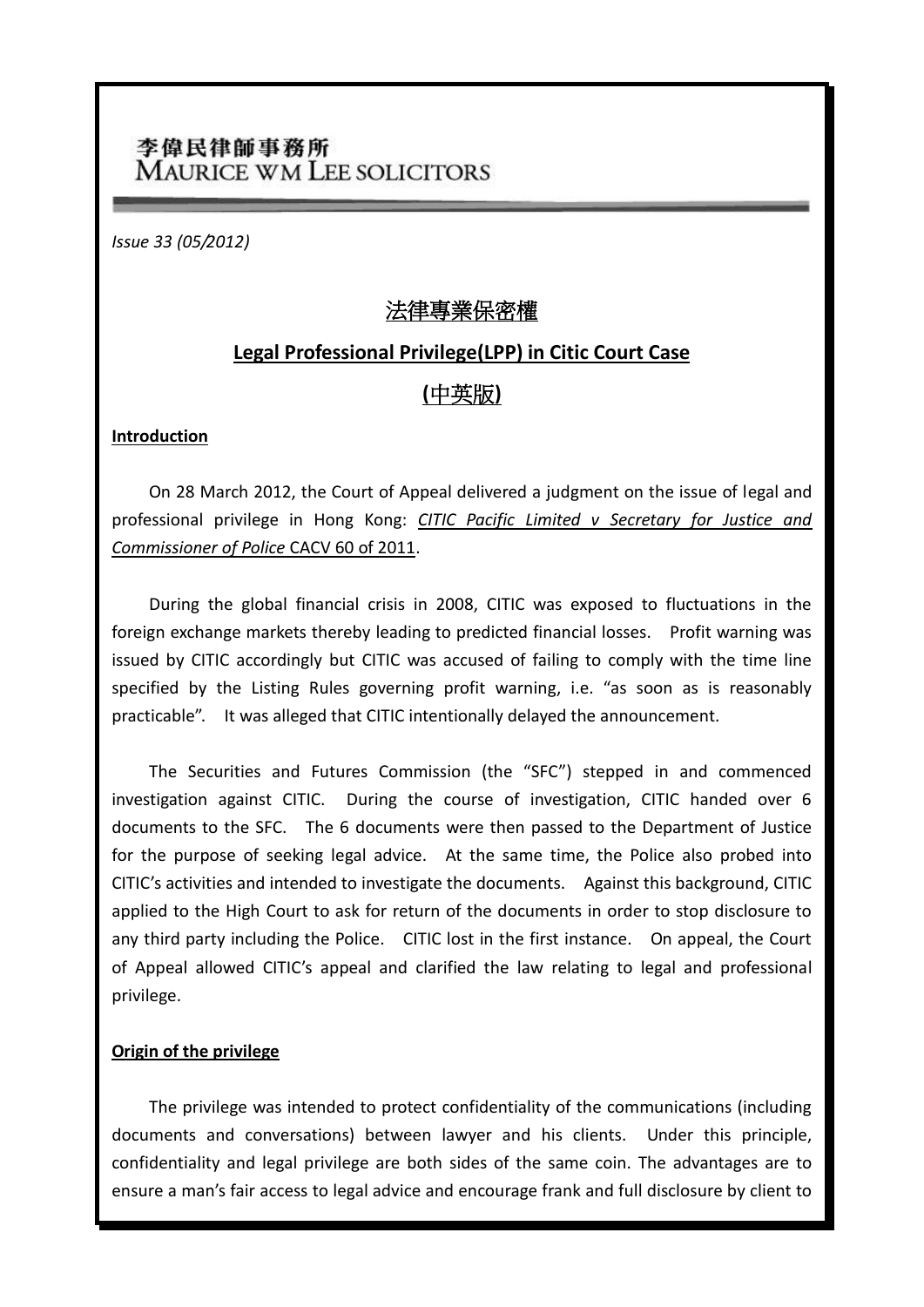李偉民律師事務所
MAURICE WM LEE SOLICITORS

*Issue 33 (05/2012)*

# 法律專業保密權

## Legal Professional Privilege(LPP) in Citic Court Case

## (中英版)

**Introduction**

On 28 March 2012, the Court of Appeal delivered a judgment on the issue of legal and professional privilege in Hong Kong: *CITIC Pacific Limited v Secretary for Justice and Commissioner of Police* CACV 60 of 2011.

During the global financial crisis in 2008, CITIC was exposed to fluctuations in the foreign exchange markets thereby leading to predicted financial losses. Profit warning was issued by CITIC accordingly but CITIC was accused of failing to comply with the time line specified by the Listing Rules governing profit warning, i.e. "as soon as is reasonably practicable". It was alleged that CITIC intentionally delayed the announcement.

The Securities and Futures Commission (the "SFC") stepped in and commenced investigation against CITIC. During the course of investigation, CITIC handed over 6 documents to the SFC. The 6 documents were then passed to the Department of Justice for the purpose of seeking legal advice. At the same time, the Police also probed into CITIC's activities and intended to investigate the documents. Against this background, CITIC applied to the High Court to ask for return of the documents in order to stop disclosure to any third party including the Police. CITIC lost in the first instance. On appeal, the Court of Appeal allowed CITIC's appeal and clarified the law relating to legal and professional privilege.

**Origin of the privilege**

The privilege was intended to protect confidentiality of the communications (including documents and conversations) between lawyer and his clients. Under this principle, confidentiality and legal privilege are both sides of the same coin. The advantages are to ensure a man's fair access to legal advice and encourage frank and full disclosure by client to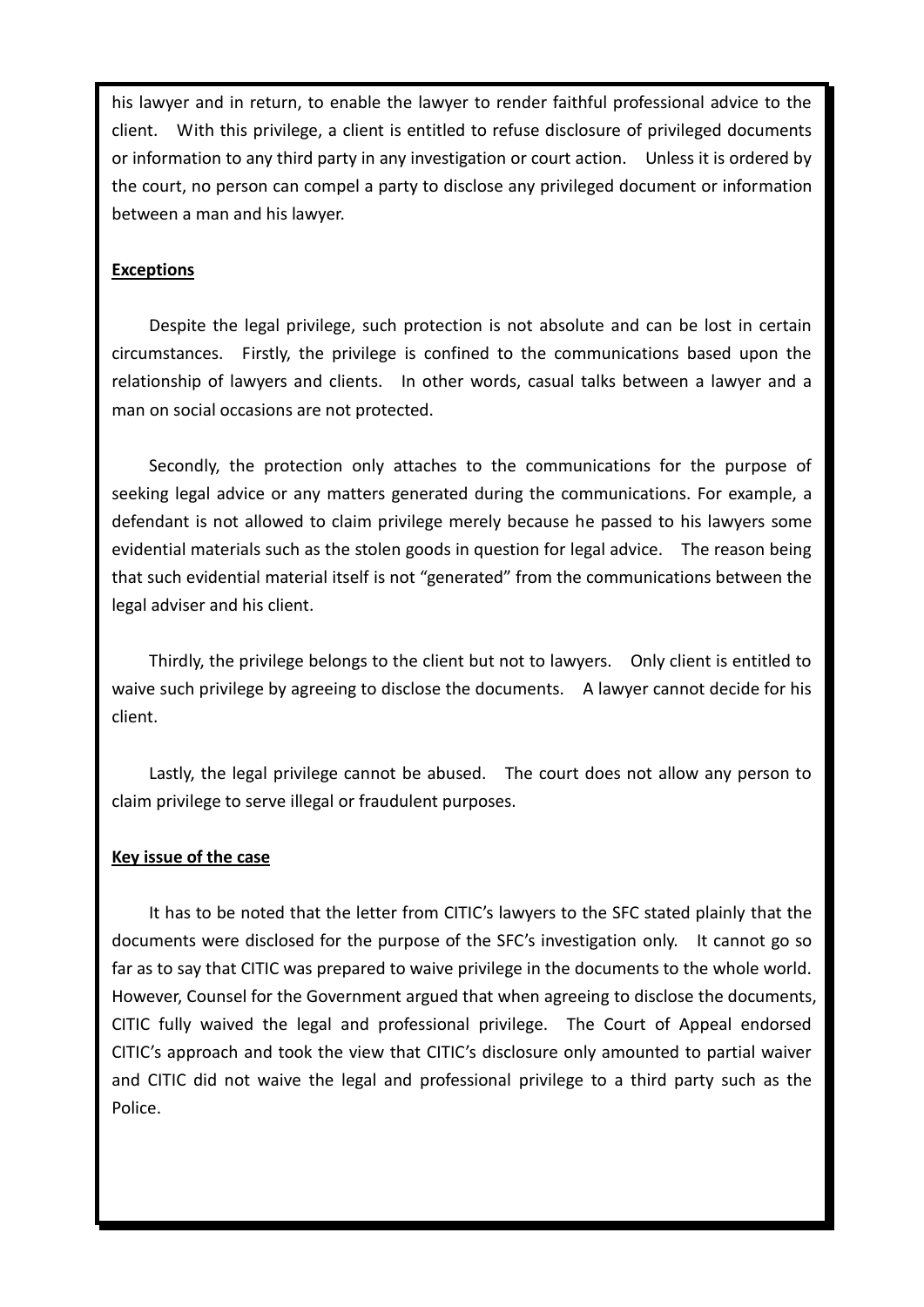his lawyer and in return, to enable the lawyer to render faithful professional advice to the client. With this privilege, a client is entitled to refuse disclosure of privileged documents or information to any third party in any investigation or court action. Unless it is ordered by the court, no person can compel a party to disclose any privileged document or information between a man and his lawyer.

**Exceptions**

Despite the legal privilege, such protection is not absolute and can be lost in certain circumstances. Firstly, the privilege is confined to the communications based upon the relationship of lawyers and clients. In other words, casual talks between a lawyer and a man on social occasions are not protected.

Secondly, the protection only attaches to the communications for the purpose of seeking legal advice or any matters generated during the communications. For example, a defendant is not allowed to claim privilege merely because he passed to his lawyers some evidential materials such as the stolen goods in question for legal advice. The reason being that such evidential material itself is not "generated" from the communications between the legal adviser and his client.

Thirdly, the privilege belongs to the client but not to lawyers. Only client is entitled to waive such privilege by agreeing to disclose the documents. A lawyer cannot decide for his client.

Lastly, the legal privilege cannot be abused. The court does not allow any person to claim privilege to serve illegal or fraudulent purposes.

**Key issue of the case**

It has to be noted that the letter from CITIC's lawyers to the SFC stated plainly that the documents were disclosed for the purpose of the SFC's investigation only. It cannot go so far as to say that CITIC was prepared to waive privilege in the documents to the whole world. However, Counsel for the Government argued that when agreeing to disclose the documents, CITIC fully waived the legal and professional privilege. The Court of Appeal endorsed CITIC's approach and took the view that CITIC's disclosure only amounted to partial waiver and CITIC did not waive the legal and professional privilege to a third party such as the Police.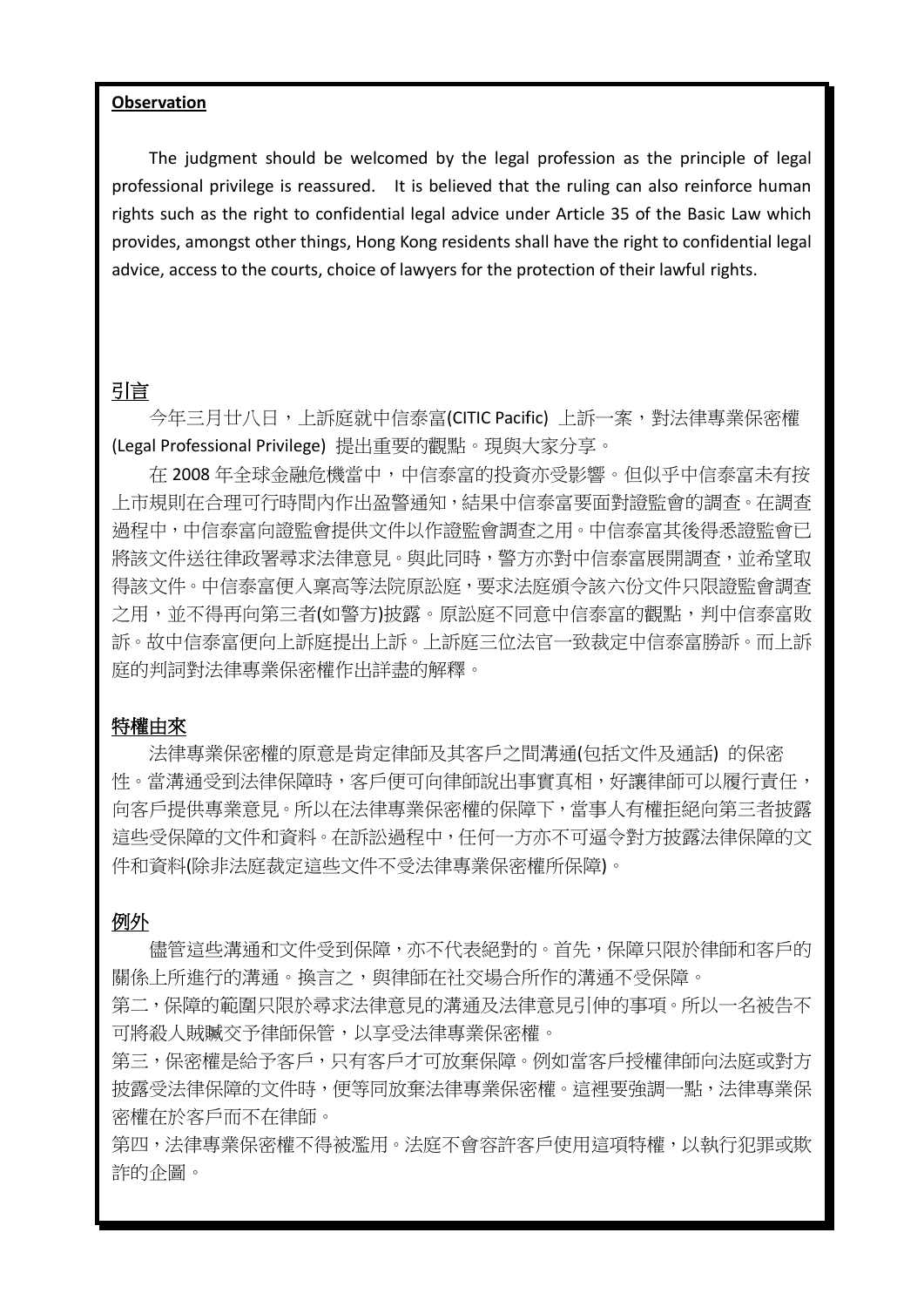**Observation**

The judgment should be welcomed by the legal profession as the principle of legal professional privilege is reassured. It is believed that the ruling can also reinforce human rights such as the right to confidential legal advice under Article 35 of the Basic Law which provides, amongst other things, Hong Kong residents shall have the right to confidential legal advice, access to the courts, choice of lawyers for the protection of their lawful rights.

## 引言

今年三月廿八日，上訴庭就中信泰富(CITIC Pacific) 上訴一案，對法律專業保密權(Legal Professional Privilege) 提出重要的觀點。現與大家分享。

在 2008 年全球金融危機當中，中信泰富的投資亦受影響。但似乎中信泰富未有按上市規則在合理可行時間內作出盈警通知，結果中信泰富要面對證監會的調查。在調查過程中，中信泰富向證監會提供文件以作證監會調查之用。中信泰富其後得悉證監會已將該文件送往律政署尋求法律意見。與此同時，警方亦對中信泰富展開調查，並希望取得該文件。中信泰富便入稟高等法院原訟庭，要求法庭頒令該六份文件只限證監會調查之用，並不得再向第三者(如警方)披露。原訟庭不同意中信泰富的觀點，判中信泰富敗訴。故中信泰富便向上訴庭提出上訴。上訴庭三位法官一致裁定中信泰富勝訴。而上訴庭的判詞對法律專業保密權作出詳盡的解釋。

## 特權由來

法律專業保密權的原意是肯定律師及其客戶之間溝通(包括文件及通話) 的保密性。當溝通受到法律保障時，客戶便可向律師說出事實真相，好讓律師可以履行責任，向客戶提供專業意見。所以在法律專業保密權的保障下，當事人有權拒絕向第三者披露這些受保障的文件和資料。在訴訟過程中，任何一方亦不可逼令對方披露法律保障的文件和資料(除非法庭裁定這些文件不受法律專業保密權所保障)。

## 例外

儘管這些溝通和文件受到保障，亦不代表絕對的。首先，保障只限於律師和客戶的關係上所進行的溝通。換言之，與律師在社交場合所作的溝通不受保障。

第二，保障的範圍只限於尋求法律意見的溝通及法律意見引伸的事項。所以一名被告不可將殺人賊贓交予律師保管，以享受法律專業保密權。

第三，保密權是給予客戶，只有客戶才可放棄保障。例如當客戶授權律師向法庭或對方披露受法律保障的文件時，便等同放棄法律專業保密權。這裡要強調一點，法律專業保密權在於客戶而不在律師。

第四，法律專業保密權不得被濫用。法庭不會容許客戶使用這項特權，以執行犯罪或欺詐的企圖。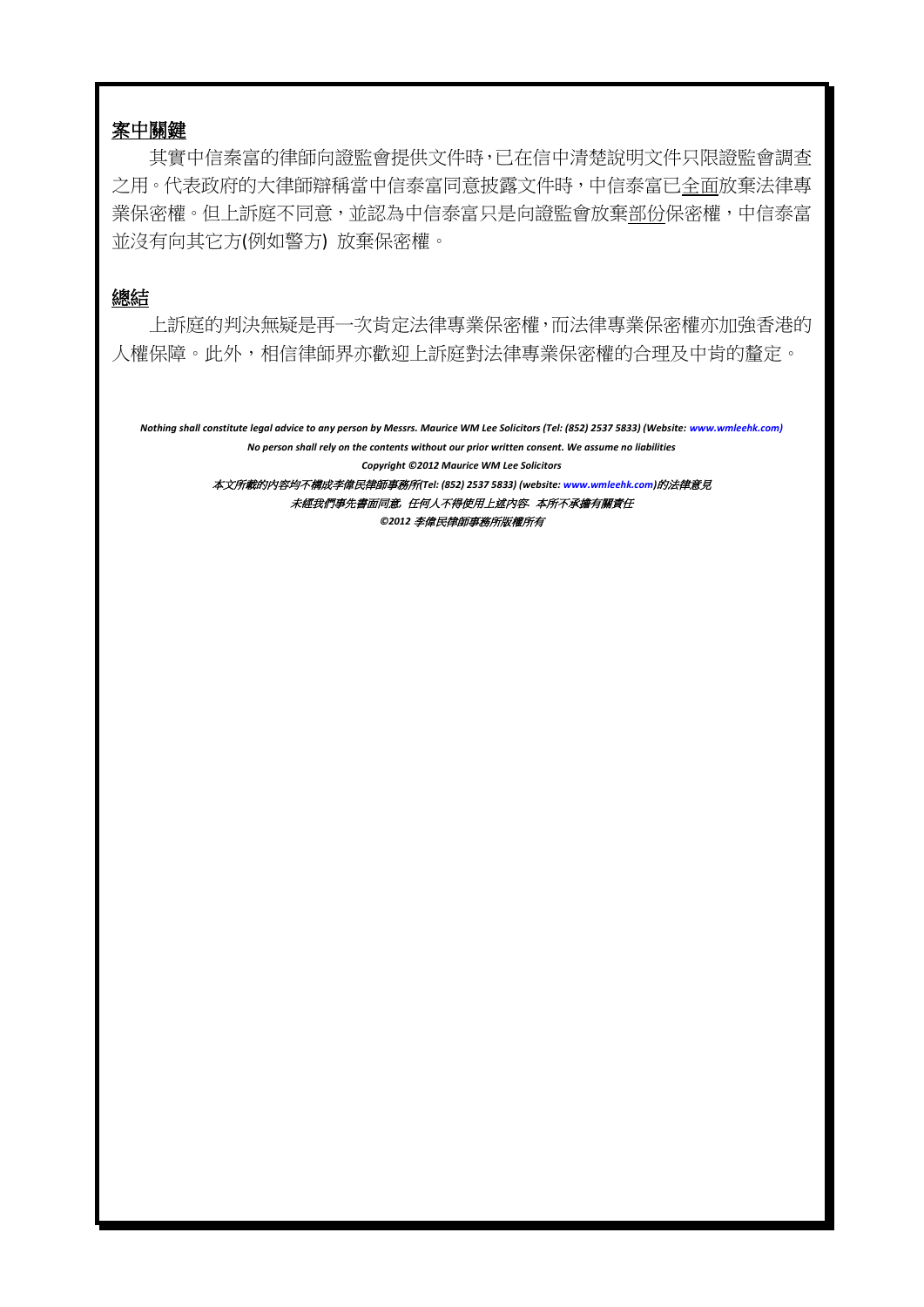**案中關鍵**

其實中信泰富的律師向證監會提供文件時，已在信中清楚說明文件只限證監會調查之用。代表政府的大律師辯稱當中信泰富同意披露文件時，中信泰富已全面放棄法律專業保密權。但上訴庭不同意，並認為中信泰富只是向證監會放棄部份保密權，中信泰富並沒有向其它方(例如警方) 放棄保密權。

**總結**

上訴庭的判決無疑是再一次肯定法律專業保密權，而法律專業保密權亦加強香港的人權保障。此外，相信律師界亦歡迎上訴庭對法律專業保密權的合理及中肯的釐定。

*Nothing shall constitute legal advice to any person by Messrs. Maurice WM Lee Solicitors (Tel: (852) 2537 5833) (Website: www.wmleehk.com)*
*No person shall rely on the contents without our prior written consent. We assume no liabilities*
*Copyright ©2012 Maurice WM Lee Solicitors*
*本文所載的內容均不構成李偉民律師事務所(Tel: (852) 2537 5833) (website: www.wmleehk.com)的法律意見*
*未經我們事先書面同意，任何人不得使用上述內容. 本所不承擔有關責任*
*©2012 李偉民律師事務所版權所有*